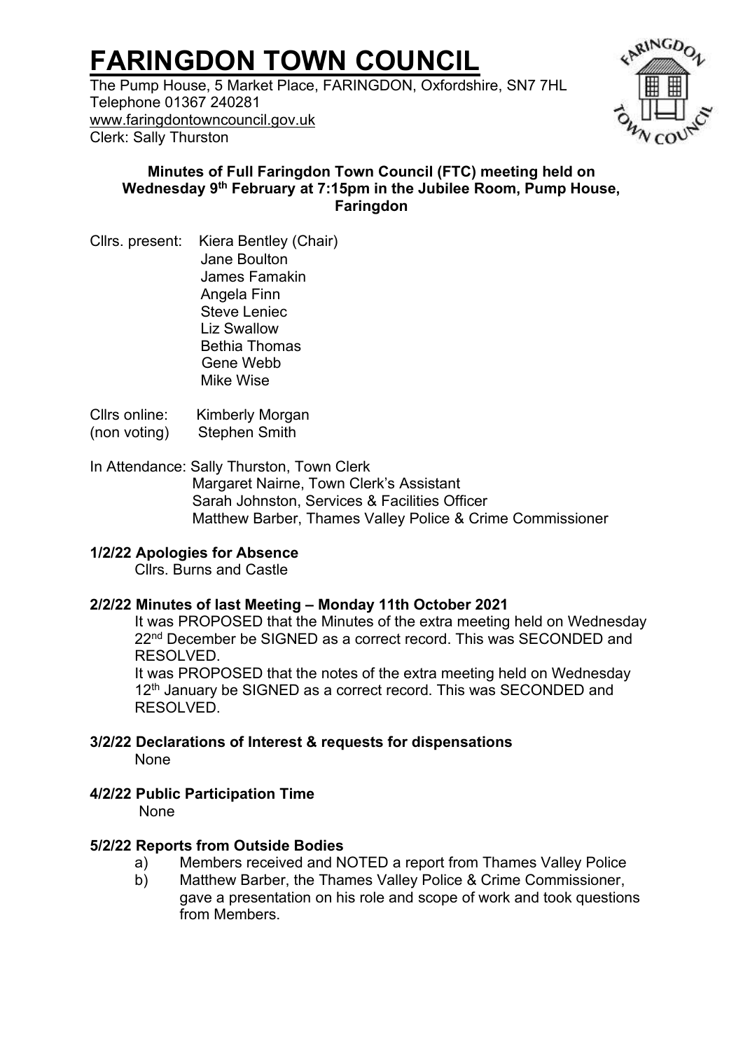# FARINGDON TOWN COUNCIL

The Pump House, 5 Market Place, FARINGDON, Oxfordshire, SN7 7HL
Telephone 01367 240281
www.faringdontowncouncil.gov.uk
Clerk: Sally Thurston

**Minutes of Full Faringdon Town Council (FTC) meeting held on Wednesday 9th February at 7:15pm in the Jubilee Room, Pump House, Faringdon**

Cllrs. present: Kiera Bentley (Chair)
Jane Boulton
James Famakin
Angela Finn
Steve Leniec
Liz Swallow
Bethia Thomas
Gene Webb
Mike Wise

Cllrs online: Kimberly Morgan
(non voting) Stephen Smith

In Attendance: Sally Thurston, Town Clerk
Margaret Nairne, Town Clerk's Assistant
Sarah Johnston, Services & Facilities Officer
Matthew Barber, Thames Valley Police & Crime Commissioner

**1/2/22 Apologies for Absence**

Cllrs. Burns and Castle

**2/2/22 Minutes of last Meeting – Monday 11th October 2021**

It was PROPOSED that the Minutes of the extra meeting held on Wednesday 22nd December be SIGNED as a correct record. This was SECONDED and RESOLVED.

It was PROPOSED that the notes of the extra meeting held on Wednesday 12th January be SIGNED as a correct record. This was SECONDED and RESOLVED.

**3/2/22 Declarations of Interest & requests for dispensations**

None

**4/2/22 Public Participation Time**

None

**5/2/22 Reports from Outside Bodies**

a) Members received and NOTED a report from Thames Valley Police
b) Matthew Barber, the Thames Valley Police & Crime Commissioner, gave a presentation on his role and scope of work and took questions from Members.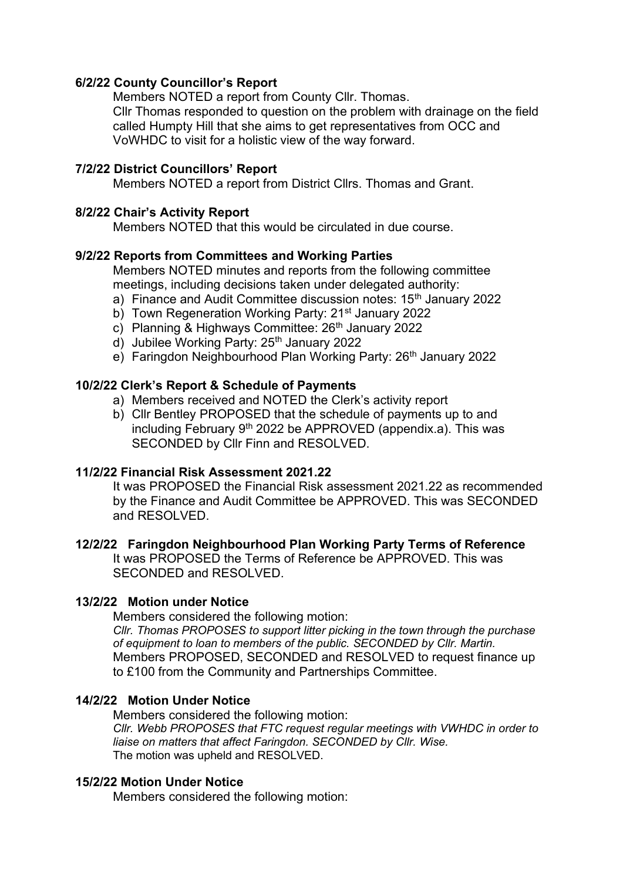### 6/2/22 County Councillor's Report

Members NOTED a report from County Cllr. Thomas.
Cllr Thomas responded to question on the problem with drainage on the field called Humpty Hill that she aims to get representatives from OCC and VoWHDC to visit for a holistic view of the way forward.

### 7/2/22 District Councillors' Report

Members NOTED a report from District Cllrs. Thomas and Grant.

### 8/2/22 Chair's Activity Report

Members NOTED that this would be circulated in due course.

### 9/2/22 Reports from Committees and Working Parties

Members NOTED minutes and reports from the following committee meetings, including decisions taken under delegated authority:

a) Finance and Audit Committee discussion notes: 15th January 2022
b) Town Regeneration Working Party: 21st January 2022
c) Planning & Highways Committee: 26th January 2022
d) Jubilee Working Party: 25th January 2022
e) Faringdon Neighbourhood Plan Working Party: 26th January 2022

### 10/2/22 Clerk's Report & Schedule of Payments

a) Members received and NOTED the Clerk's activity report
b) Cllr Bentley PROPOSED that the schedule of payments up to and including February 9th 2022 be APPROVED (appendix.a). This was SECONDED by Cllr Finn and RESOLVED.

### 11/2/22 Financial Risk Assessment 2021.22

It was PROPOSED the Financial Risk assessment 2021.22 as recommended by the Finance and Audit Committee be APPROVED. This was SECONDED and RESOLVED.

### 12/2/22 Faringdon Neighbourhood Plan Working Party Terms of Reference

It was PROPOSED the Terms of Reference be APPROVED. This was SECONDED and RESOLVED.

### 13/2/22 Motion under Notice

Members considered the following motion:
*Cllr. Thomas PROPOSES to support litter picking in the town through the purchase of equipment to loan to members of the public. SECONDED by Cllr. Martin.*
Members PROPOSED, SECONDED and RESOLVED to request finance up to £100 from the Community and Partnerships Committee.

### 14/2/22 Motion Under Notice

Members considered the following motion:
*Cllr. Webb PROPOSES that FTC request regular meetings with VWHDC in order to liaise on matters that affect Faringdon. SECONDED by Cllr. Wise.*
The motion was upheld and RESOLVED.

### 15/2/22 Motion Under Notice

Members considered the following motion: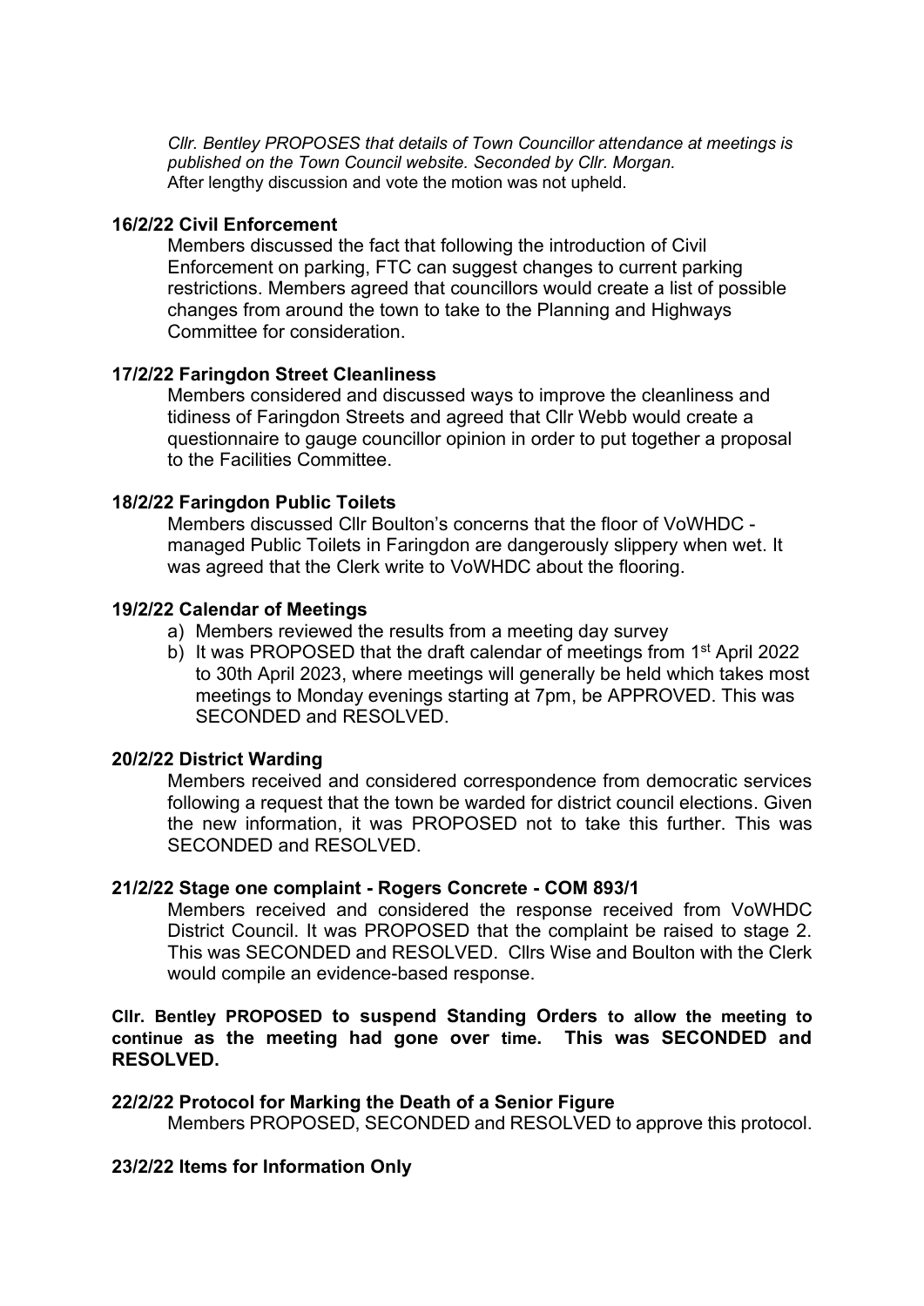*Cllr. Bentley PROPOSES that details of Town Councillor attendance at meetings is published on the Town Council website. Seconded by Cllr. Morgan.*
After lengthy discussion and vote the motion was not upheld.

**16/2/22 Civil Enforcement**

Members discussed the fact that following the introduction of Civil Enforcement on parking, FTC can suggest changes to current parking restrictions. Members agreed that councillors would create a list of possible changes from around the town to take to the Planning and Highways Committee for consideration.

**17/2/22 Faringdon Street Cleanliness**

Members considered and discussed ways to improve the cleanliness and tidiness of Faringdon Streets and agreed that Cllr Webb would create a questionnaire to gauge councillor opinion in order to put together a proposal to the Facilities Committee.

**18/2/22 Faringdon Public Toilets**

Members discussed Cllr Boulton's concerns that the floor of VoWHDC - managed Public Toilets in Faringdon are dangerously slippery when wet. It was agreed that the Clerk write to VoWHDC about the flooring.

**19/2/22 Calendar of Meetings**

a) Members reviewed the results from a meeting day survey
b) It was PROPOSED that the draft calendar of meetings from 1st April 2022 to 30th April 2023, where meetings will generally be held which takes most meetings to Monday evenings starting at 7pm, be APPROVED. This was SECONDED and RESOLVED.

**20/2/22 District Warding**

Members received and considered correspondence from democratic services following a request that the town be warded for district council elections. Given the new information, it was PROPOSED not to take this further. This was SECONDED and RESOLVED.

**21/2/22 Stage one complaint - Rogers Concrete - COM 893/1**

Members received and considered the response received from VoWHDC District Council. It was PROPOSED that the complaint be raised to stage 2. This was SECONDED and RESOLVED. Cllrs Wise and Boulton with the Clerk would compile an evidence-based response.

**Cllr. Bentley PROPOSED to suspend Standing Orders to allow the meeting to continue as the meeting had gone over time. This was SECONDED and RESOLVED.**

**22/2/22 Protocol for Marking the Death of a Senior Figure**

Members PROPOSED, SECONDED and RESOLVED to approve this protocol.

**23/2/22 Items for Information Only**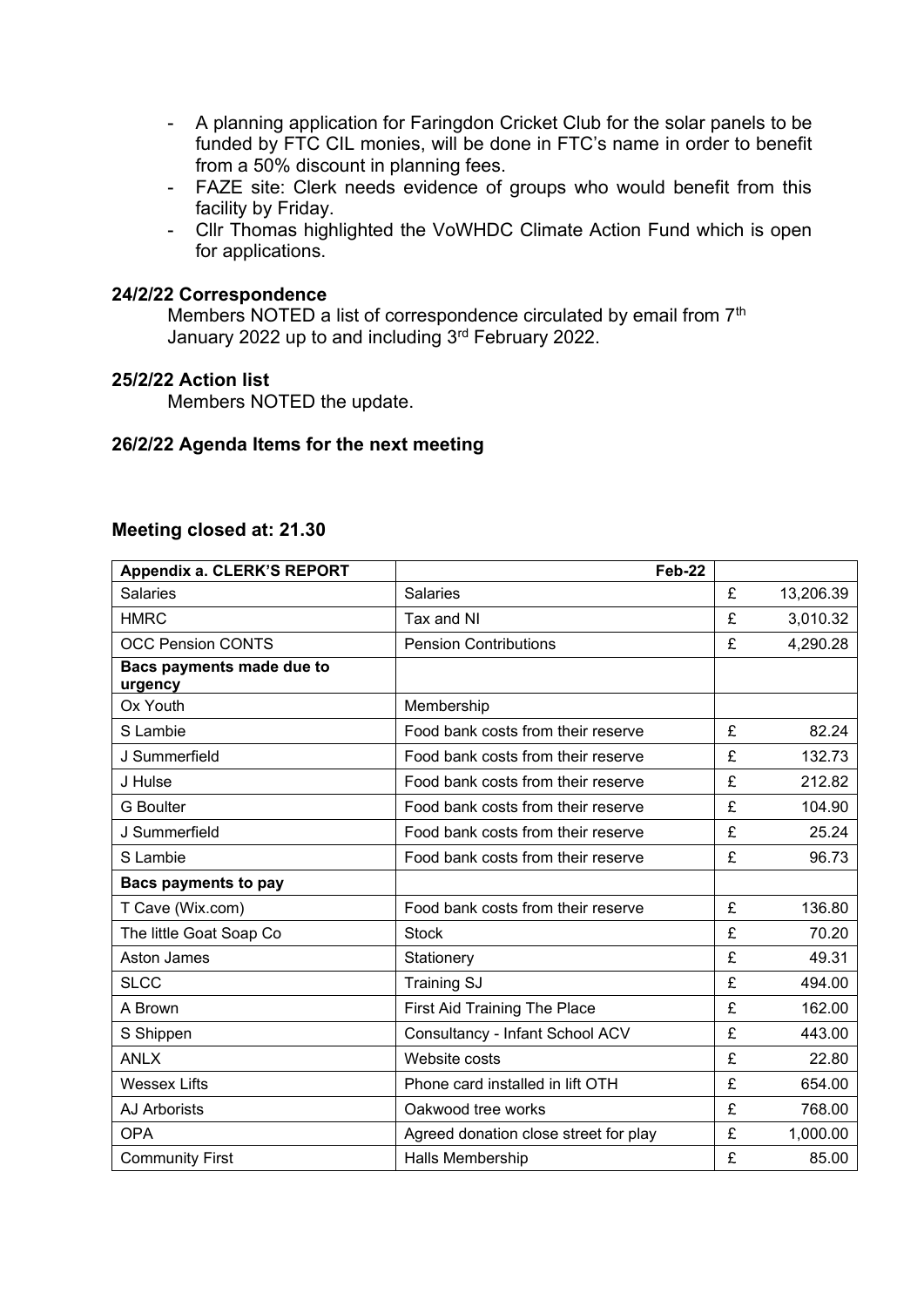- A planning application for Faringdon Cricket Club for the solar panels to be funded by FTC CIL monies, will be done in FTC's name in order to benefit from a 50% discount in planning fees.
- FAZE site: Clerk needs evidence of groups who would benefit from this facility by Friday.
- Cllr Thomas highlighted the VoWHDC Climate Action Fund which is open for applications.

### 24/2/22 Correspondence

Members NOTED a list of correspondence circulated by email from 7th January 2022 up to and including 3rd February 2022.

### 25/2/22 Action list

Members NOTED the update.

### 26/2/22 Agenda Items for the next meeting

### Meeting closed at: 21.30

| **Appendix a. CLERK'S REPORT** | **Feb-22** | | |
|---|---|---|---|
| Salaries | Salaries | £ | 13,206.39 |
| HMRC | Tax and NI | £ | 3,010.32 |
| OCC Pension CONTS | Pension Contributions | £ | 4,290.28 |
| **Bacs payments made due to urgency** | | | |
| Ox Youth | Membership | | |
| S Lambie | Food bank costs from their reserve | £ | 82.24 |
| J Summerfield | Food bank costs from their reserve | £ | 132.73 |
| J Hulse | Food bank costs from their reserve | £ | 212.82 |
| G Boulter | Food bank costs from their reserve | £ | 104.90 |
| J Summerfield | Food bank costs from their reserve | £ | 25.24 |
| S Lambie | Food bank costs from their reserve | £ | 96.73 |
| **Bacs payments to pay** | | | |
| T Cave (Wix.com) | Food bank costs from their reserve | £ | 136.80 |
| The little Goat Soap Co | Stock | £ | 70.20 |
| Aston James | Stationery | £ | 49.31 |
| SLCC | Training SJ | £ | 494.00 |
| A Brown | First Aid Training The Place | £ | 162.00 |
| S Shippen | Consultancy - Infant School ACV | £ | 443.00 |
| ANLX | Website costs | £ | 22.80 |
| Wessex Lifts | Phone card installed in lift OTH | £ | 654.00 |
| AJ Arborists | Oakwood tree works | £ | 768.00 |
| OPA | Agreed donation close street for play | £ | 1,000.00 |
| Community First | Halls Membership | £ | 85.00 |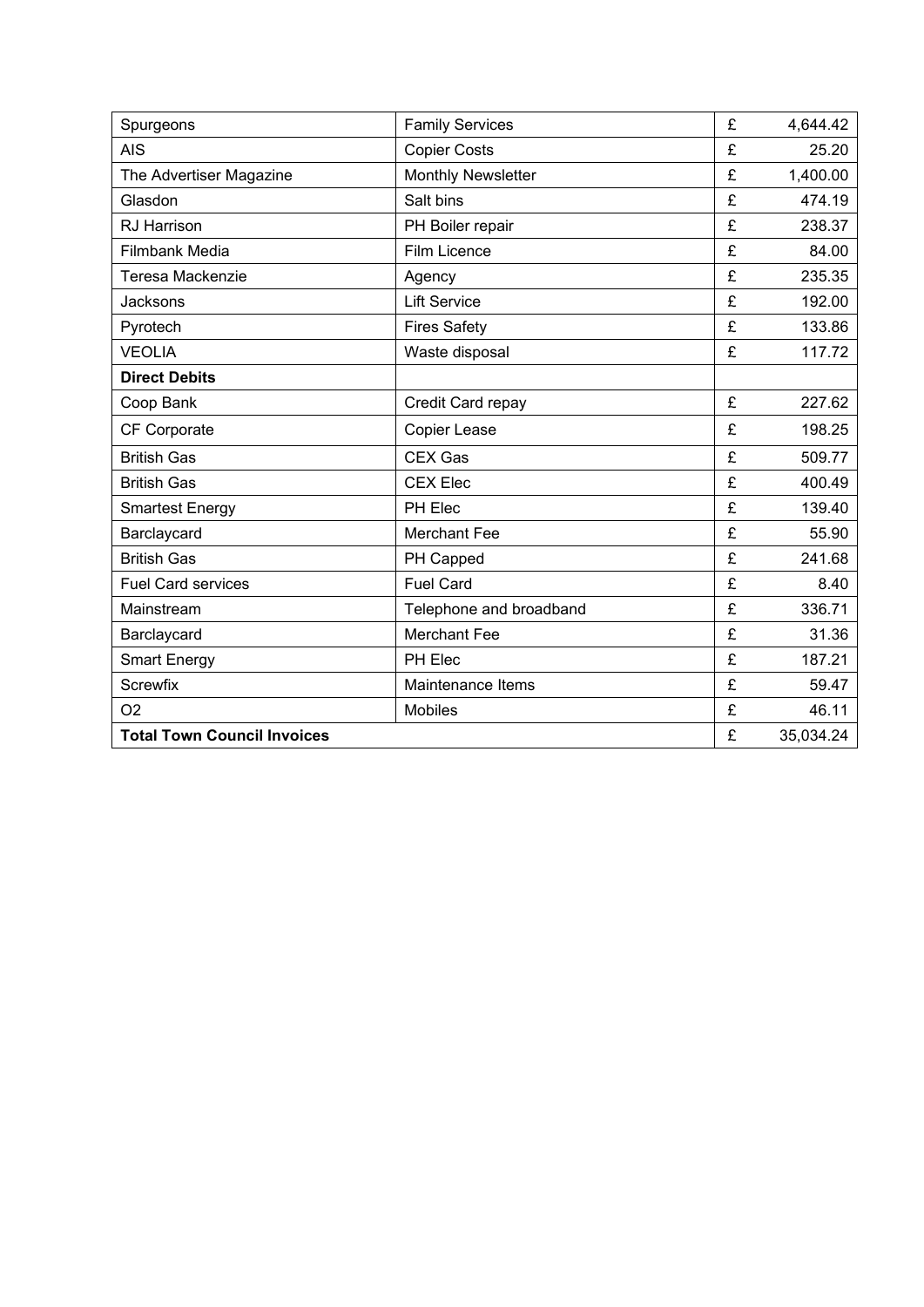| | | | |
|---|---|---|---|
| Spurgeons | Family Services | £ | 4,644.42 |
| AIS | Copier Costs | £ | 25.20 |
| The Advertiser Magazine | Monthly Newsletter | £ | 1,400.00 |
| Glasdon | Salt bins | £ | 474.19 |
| RJ Harrison | PH Boiler repair | £ | 238.37 |
| Filmbank Media | Film Licence | £ | 84.00 |
| Teresa Mackenzie | Agency | £ | 235.35 |
| Jacksons | Lift Service | £ | 192.00 |
| Pyrotech | Fires Safety | £ | 133.86 |
| VEOLIA | Waste disposal | £ | 117.72 |
| **Direct Debits** | | | |
| Coop Bank | Credit Card repay | £ | 227.62 |
| CF Corporate | Copier Lease | £ | 198.25 |
| British Gas | CEX Gas | £ | 509.77 |
| British Gas | CEX Elec | £ | 400.49 |
| Smartest Energy | PH Elec | £ | 139.40 |
| Barclaycard | Merchant Fee | £ | 55.90 |
| British Gas | PH Capped | £ | 241.68 |
| Fuel Card services | Fuel Card | £ | 8.40 |
| Mainstream | Telephone and broadband | £ | 336.71 |
| Barclaycard | Merchant Fee | £ | 31.36 |
| Smart Energy | PH Elec | £ | 187.21 |
| Screwfix | Maintenance Items | £ | 59.47 |
| O2 | Mobiles | £ | 46.11 |
| **Total Town Council Invoices** | | £ | 35,034.24 |